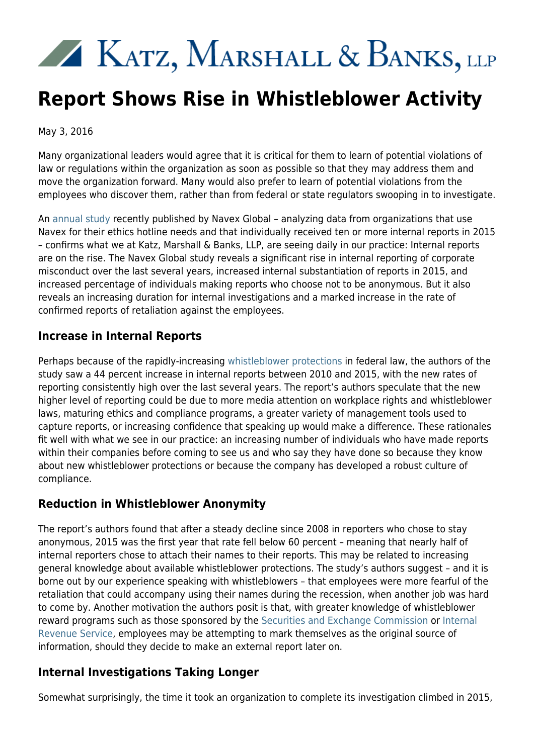# Katz, Marshall & Banks, LLP

# Report Shows Rise in Whistleblower Activity

May 3, 2016

Many organizational leaders would agree that it is critical for them to learn of potential violations of law or regulations within the organization as soon as possible so that they may address them and move the organization forward. Many would also prefer to learn of potential violations from the employees who discover them, rather than from federal or state regulators swooping in to investigate.

An annual study recently published by Navex Global – analyzing data from organizations that use Navex for their ethics hotline needs and that individually received ten or more internal reports in 2015 – confirms what we at Katz, Marshall & Banks, LLP, are seeing daily in our practice: Internal reports are on the rise. The Navex Global study reveals a significant rise in internal reporting of corporate misconduct over the last several years, increased internal substantiation of reports in 2015, and increased percentage of individuals making reports who choose not to be anonymous. But it also reveals an increasing duration for internal investigations and a marked increase in the rate of confirmed reports of retaliation against the employees.

### Increase in Internal Reports

Perhaps because of the rapidly-increasing whistleblower protections in federal law, the authors of the study saw a 44 percent increase in internal reports between 2010 and 2015, with the new rates of reporting consistently high over the last several years. The report's authors speculate that the new higher level of reporting could be due to more media attention on workplace rights and whistleblower laws, maturing ethics and compliance programs, a greater variety of management tools used to capture reports, or increasing confidence that speaking up would make a difference. These rationales fit well with what we see in our practice: an increasing number of individuals who have made reports within their companies before coming to see us and who say they have done so because they know about new whistleblower protections or because the company has developed a robust culture of compliance.

### Reduction in Whistleblower Anonymity

The report's authors found that after a steady decline since 2008 in reporters who chose to stay anonymous, 2015 was the first year that rate fell below 60 percent – meaning that nearly half of internal reporters chose to attach their names to their reports. This may be related to increasing general knowledge about available whistleblower protections. The study's authors suggest – and it is borne out by our experience speaking with whistleblowers – that employees were more fearful of the retaliation that could accompany using their names during the recession, when another job was hard to come by. Another motivation the authors posit is that, with greater knowledge of whistleblower reward programs such as those sponsored by the Securities and Exchange Commission or Internal Revenue Service, employees may be attempting to mark themselves as the original source of information, should they decide to make an external report later on.

### Internal Investigations Taking Longer

Somewhat surprisingly, the time it took an organization to complete its investigation climbed in 2015,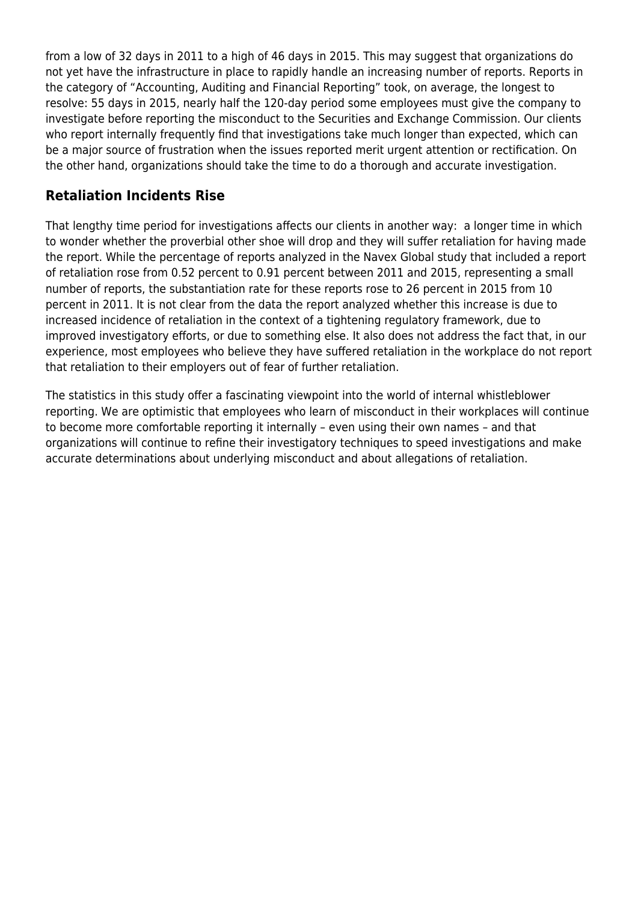from a low of 32 days in 2011 to a high of 46 days in 2015. This may suggest that organizations do not yet have the infrastructure in place to rapidly handle an increasing number of reports. Reports in the category of "Accounting, Auditing and Financial Reporting" took, on average, the longest to resolve: 55 days in 2015, nearly half the 120-day period some employees must give the company to investigate before reporting the misconduct to the Securities and Exchange Commission. Our clients who report internally frequently find that investigations take much longer than expected, which can be a major source of frustration when the issues reported merit urgent attention or rectification. On the other hand, organizations should take the time to do a thorough and accurate investigation.

## Retaliation Incidents Rise

That lengthy time period for investigations affects our clients in another way: a longer time in which to wonder whether the proverbial other shoe will drop and they will suffer retaliation for having made the report. While the percentage of reports analyzed in the Navex Global study that included a report of retaliation rose from 0.52 percent to 0.91 percent between 2011 and 2015, representing a small number of reports, the substantiation rate for these reports rose to 26 percent in 2015 from 10 percent in 2011. It is not clear from the data the report analyzed whether this increase is due to increased incidence of retaliation in the context of a tightening regulatory framework, due to improved investigatory efforts, or due to something else. It also does not address the fact that, in our experience, most employees who believe they have suffered retaliation in the workplace do not report that retaliation to their employers out of fear of further retaliation.

The statistics in this study offer a fascinating viewpoint into the world of internal whistleblower reporting. We are optimistic that employees who learn of misconduct in their workplaces will continue to become more comfortable reporting it internally – even using their own names – and that organizations will continue to refine their investigatory techniques to speed investigations and make accurate determinations about underlying misconduct and about allegations of retaliation.